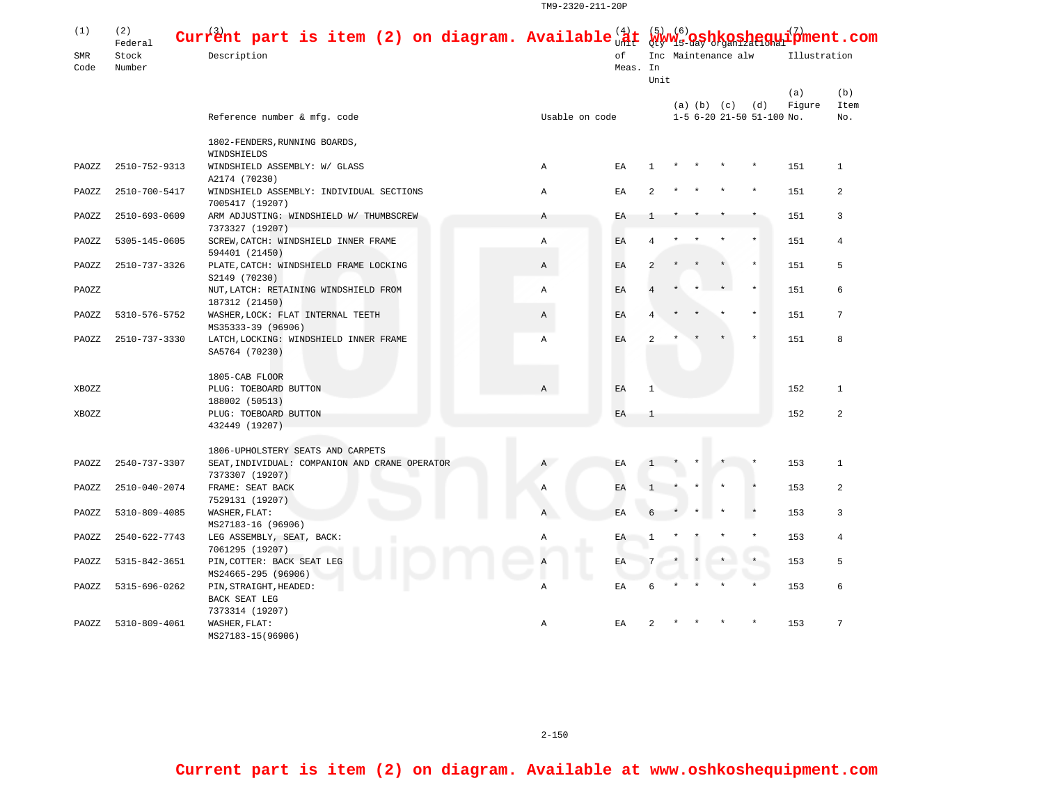Current part is item (2) on diagram. Available at www.oshkoshequipment.com

| (1) SMR Code | (2) Federal Stock Number | (3) Description | | (4) Unit of Meas. | (5) Qty Inc In Unit | (6) 15-day organizational Maintenance alw | | | | (7) Illustration | |
|---|---|---|---|---|---|---|---|---|---|---|---|
| | | Reference number & mfg. code | Usable on code | | | (a) 1-5 | (b) 6-20 | (c) 21-50 | (d) 51-100 | (a) Figure No. | (b) Item No. |
| | | 1802-FENDERS, RUNNING BOARDS, WINDSHIELDS | | | | | | | | | |
| PAOZZ | 2510-752-9313 | WINDSHIELD ASSEMBLY: W/ GLASS A2174 (70230) | A | EA | 1 | * | * | * | * | 151 | 1 |
| PAOZZ | 2510-700-5417 | WINDSHIELD ASSEMBLY: INDIVIDUAL SECTIONS 7005417 (19207) | A | EA | 2 | * | * | * | * | 151 | 2 |
| PAOZZ | 2510-693-0609 | ARM ADJUSTING: WINDSHIELD W/ THUMBSCREW 7373327 (19207) | A | EA | 1 | * | * | * | * | 151 | 3 |
| PAOZZ | 5305-145-0605 | SCREW, CATCH: WINDSHIELD INNER FRAME 594401 (21450) | A | EA | 4 | * | * | * | * | 151 | 4 |
| PAOZZ | 2510-737-3326 | PLATE, CATCH: WINDSHIELD FRAME LOCKING S2149 (70230) | A | EA | 2 | * | * | * | * | 151 | 5 |
| PAOZZ | | NUT, LATCH: RETAINING WINDSHIELD FROM 187312 (21450) | A | EA | 4 | * | * | * | * | 151 | 6 |
| PAOZZ | 5310-576-5752 | WASHER, LOCK: FLAT INTERNAL TEETH MS35333-39 (96906) | A | EA | 4 | * | * | * | * | 151 | 7 |
| PAOZZ | 2510-737-3330 | LATCH, LOCKING: WINDSHIELD INNER FRAME SA5764 (70230) | A | EA | 2 | * | * | * | * | 151 | 8 |
| | | 1805-CAB FLOOR | | | | | | | | | |
| XBOZZ | | PLUG: TOEBOARD BUTTON 188002 (50513) | A | EA | 1 | | | | | 152 | 1 |
| XBOZZ | | PLUG: TOEBOARD BUTTON 432449 (19207) | | EA | 1 | | | | | 152 | 2 |
| | | 1806-UPHOLSTERY SEATS AND CARPETS | | | | | | | | | |
| PAOZZ | 2540-737-3307 | SEAT, INDIVIDUAL: COMPANION AND CRANE OPERATOR 7373307 (19207) | A | EA | 1 | * | * | * | * | 153 | 1 |
| PAOZZ | 2510-040-2074 | FRAME: SEAT BACK 7529131 (19207) | A | EA | 1 | * | * | * | * | 153 | 2 |
| PAOZZ | 5310-809-4085 | WASHER, FLAT: MS27183-16 (96906) | A | EA | 6 | * | * | * | * | 153 | 3 |
| PAOZZ | 2540-622-7743 | LEG ASSEMBLY, SEAT, BACK: 7061295 (19207) | A | EA | 1 | * | * | * | * | 153 | 4 |
| PAOZZ | 5315-842-3651 | PIN, COTTER: BACK SEAT LEG MS24665-295 (96906) | A | EA | 7 | * | * | * | * | 153 | 5 |
| PAOZZ | 5315-696-0262 | PIN, STRAIGHT, HEADED: BACK SEAT LEG 7373314 (19207) | A | EA | 6 | * | * | * | * | 153 | 6 |
| PAOZZ | 5310-809-4061 | WASHER, FLAT: MS27183-15(96906) | A | EA | 2 | * | * | * | * | 153 | 7 |

Current part is item (2) on diagram. Available at www.oshkoshequipment.com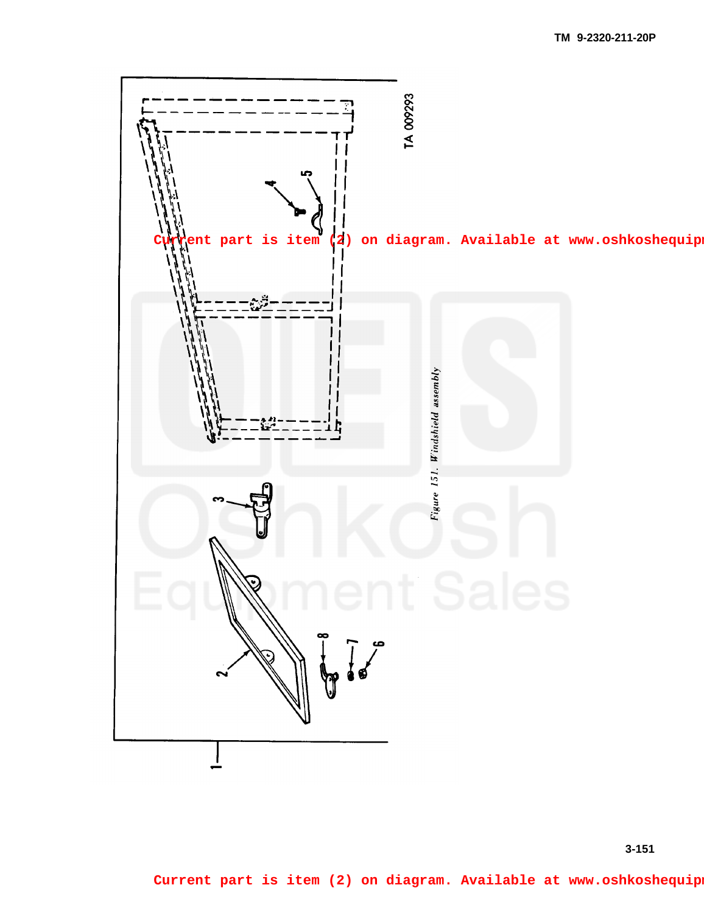Current part is item (2) on diagram. Available at www.oshkoshequipi

TA 009293

*Figure 151. Windshield assembly*

Current part is item (2) on diagram. Available at www.oshkoshequipi